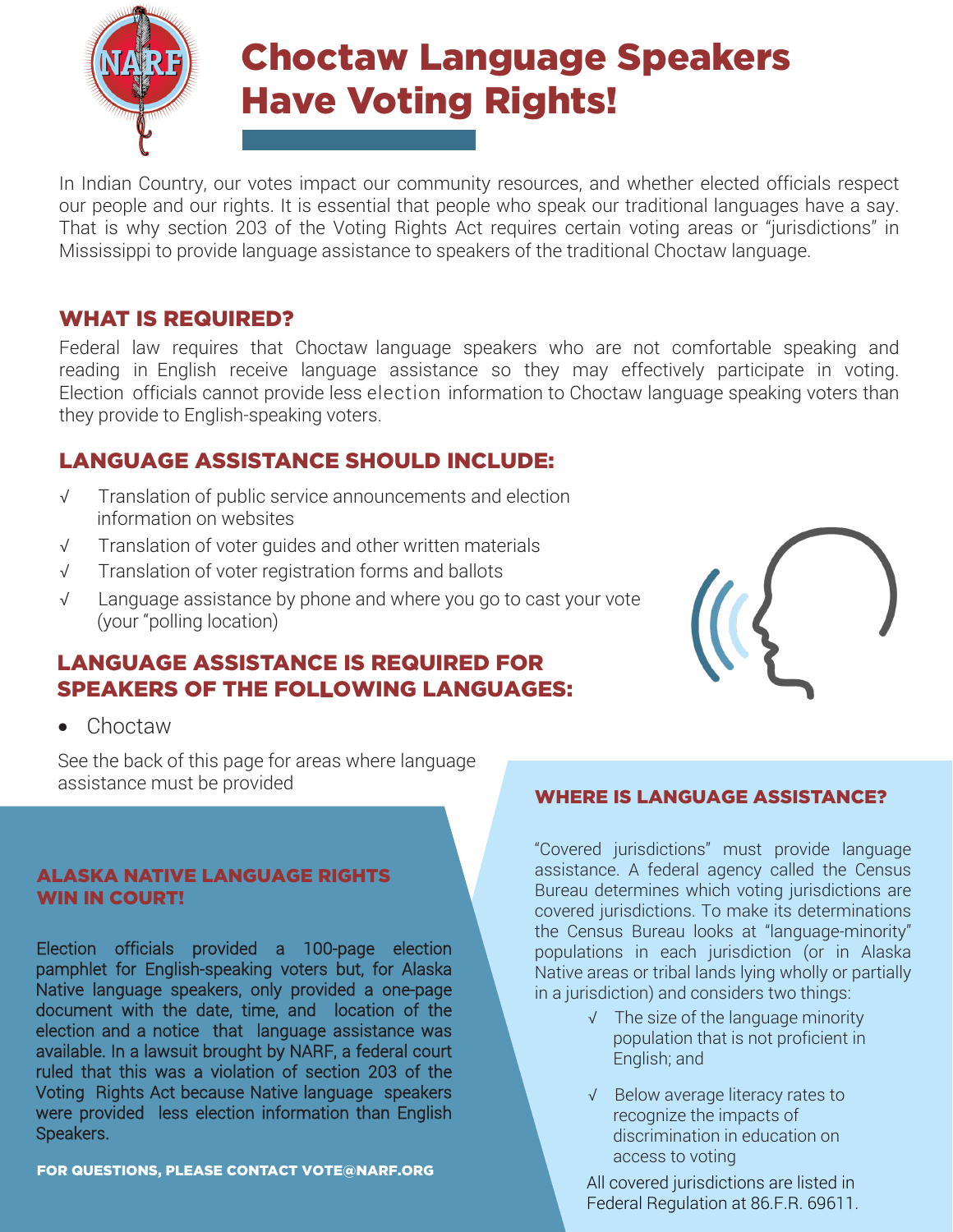# Choctaw Language Speakers Have Voting Rights!

In Indian Country, our votes impact our community resources, and whether elected officials respect our people and our rights. It is essential that people who speak our traditional languages have a say. That is why section 203 of the Voting Rights Act requires certain voting areas or "jurisdictions" in Mississippi to provide language assistance to speakers of the traditional Choctaw language.

## WHAT IS REQUIRED?

Federal law requires that Choctaw language speakers who are not comfortable speaking and reading in English receive language assistance so they may effectively participate in voting. Election officials cannot provide less election information to Choctaw language speaking voters than they provide to English-speaking voters.

## LANGUAGE ASSISTANCE SHOULD INCLUDE:

- √ Translation of public service announcements and election information on websites
- √ Translation of voter guides and other written materials
- √ Translation of voter registration forms and ballots
- √ Language assistance by phone and where you go to cast your vote (your "polling location)

## LANGUAGE ASSISTANCE IS REQUIRED FOR SPEAKERS OF THE FOLLOWING LANGUAGES:

- Choctaw

See the back of this page for areas where language assistance must be provided

## ALASKA NATIVE LANGUAGE RIGHTS WIN IN COURT!

Election officials provided a 100-page election pamphlet for English-speaking voters but, for Alaska Native language speakers, only provided a one-page document with the date, time, and location of the election and a notice that language assistance was available. In a lawsuit brought by NARF, a federal court ruled that this was a violation of section 203 of the Voting Rights Act because Native language speakers were provided less election information than English Speakers.

**FOR QUESTIONS, PLEASE CONTACT VOTE@NARF.ORG**

## WHERE IS LANGUAGE ASSISTANCE?

"Covered jurisdictions" must provide language assistance. A federal agency called the Census Bureau determines which voting jurisdictions are covered jurisdictions. To make its determinations the Census Bureau looks at "language-minority" populations in each jurisdiction (or in Alaska Native areas or tribal lands lying wholly or partially in a jurisdiction) and considers two things:

- √ The size of the language minority population that is not proficient in English; and
- √ Below average literacy rates to recognize the impacts of discrimination in education on access to voting

All covered jurisdictions are listed in Federal Regulation at 86.F.R. 69611.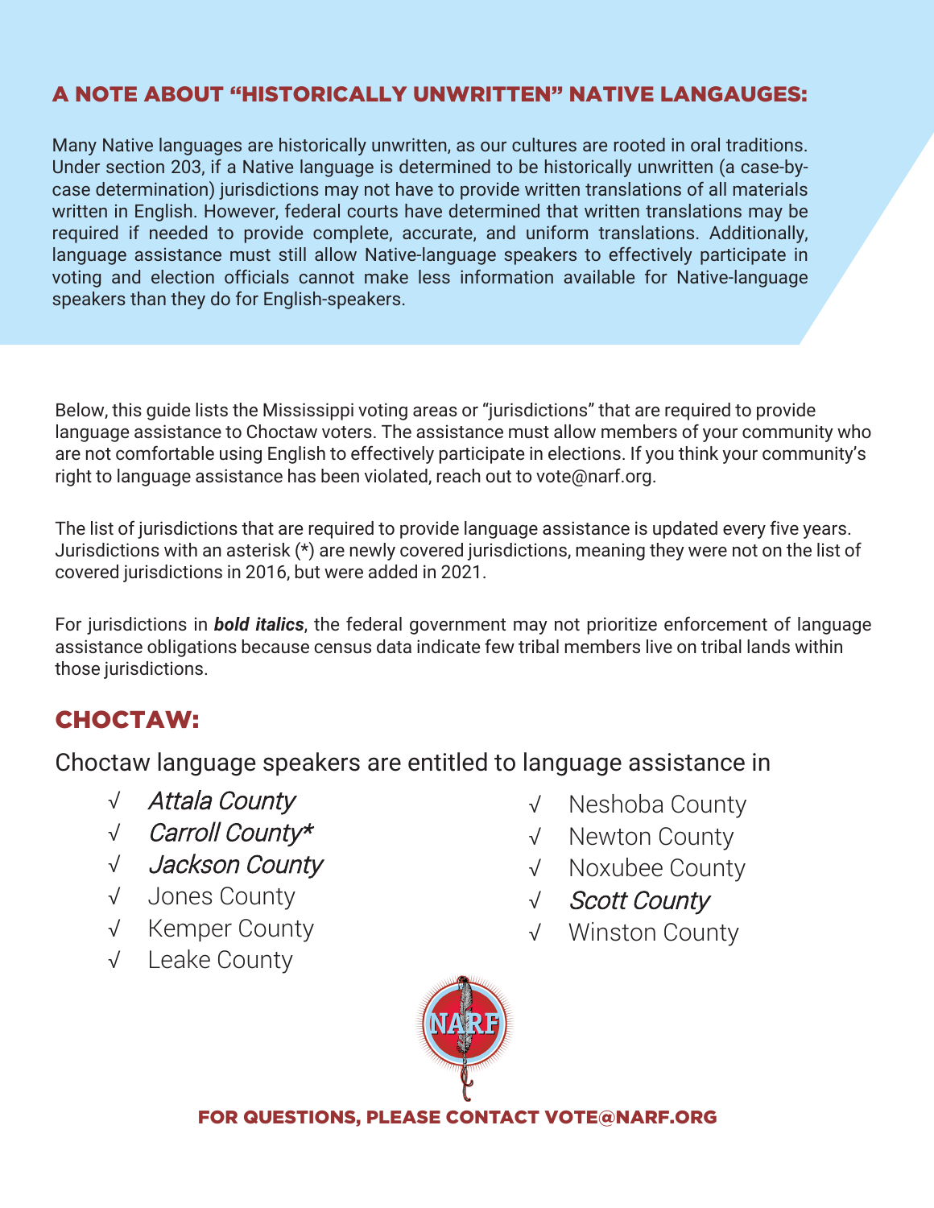## A NOTE ABOUT "HISTORICALLY UNWRITTEN" NATIVE LANGAUGES:

Many Native languages are historically unwritten, as our cultures are rooted in oral traditions. Under section 203, if a Native language is determined to be historically unwritten (a case-by-case determination) jurisdictions may not have to provide written translations of all materials written in English. However, federal courts have determined that written translations may be required if needed to provide complete, accurate, and uniform translations. Additionally, language assistance must still allow Native-language speakers to effectively participate in voting and election officials cannot make less information available for Native-language speakers than they do for English-speakers.

Below, this guide lists the Mississippi voting areas or "jurisdictions" that are required to provide language assistance to Choctaw voters. The assistance must allow members of your community who are not comfortable using English to effectively participate in elections. If you think your community's right to language assistance has been violated, reach out to vote@narf.org.

The list of jurisdictions that are required to provide language assistance is updated every five years. Jurisdictions with an asterisk (*) are newly covered jurisdictions, meaning they were not on the list of covered jurisdictions in 2016, but were added in 2021.

For jurisdictions in ***bold italics***, the federal government may not prioritize enforcement of language assistance obligations because census data indicate few tribal members live on tribal lands within those jurisdictions.

## CHOCTAW:

Choctaw language speakers are entitled to language assistance in

- √ *Attala County*
- √ *Carroll County**
- √ *Jackson County*
- √ Jones County
- √ Kemper County
- √ Leake County
- √ Neshoba County
- √ Newton County
- √ Noxubee County
- √ *Scott County*
- √ Winston County

FOR QUESTIONS, PLEASE CONTACT VOTE@NARF.ORG